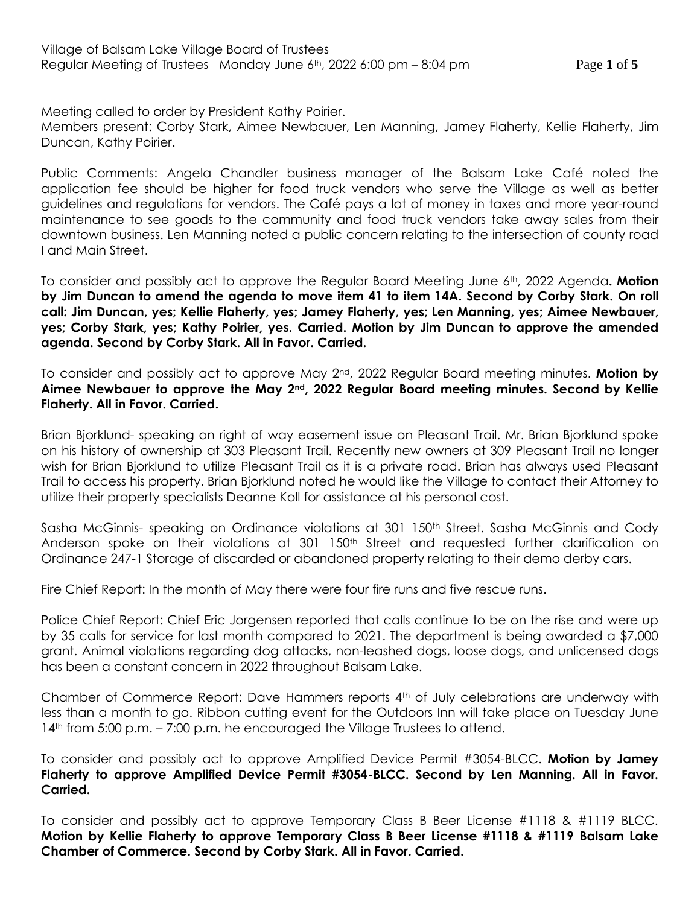Village of Balsam Lake Village Board of Trustees
Regular Meeting of Trustees Monday June 6th, 2022 6:00 pm – 8:04 pm

Meeting called to order by President Kathy Poirier.
Members present: Corby Stark, Aimee Newbauer, Len Manning, Jamey Flaherty, Kellie Flaherty, Jim Duncan, Kathy Poirier.

Public Comments: Angela Chandler business manager of the Balsam Lake Café noted the application fee should be higher for food truck vendors who serve the Village as well as better guidelines and regulations for vendors. The Café pays a lot of money in taxes and more year-round maintenance to see goods to the community and food truck vendors take away sales from their downtown business. Len Manning noted a public concern relating to the intersection of county road I and Main Street.

To consider and possibly act to approve the Regular Board Meeting June 6th, 2022 Agenda**. Motion by Jim Duncan to amend the agenda to move item 41 to item 14A. Second by Corby Stark. On roll call: Jim Duncan, yes; Kellie Flaherty, yes; Jamey Flaherty, yes; Len Manning, yes; Aimee Newbauer, yes; Corby Stark, yes; Kathy Poirier, yes. Carried. Motion by Jim Duncan to approve the amended agenda. Second by Corby Stark. All in Favor. Carried.**

To consider and possibly act to approve May 2nd, 2022 Regular Board meeting minutes. **Motion by Aimee Newbauer to approve the May 2nd, 2022 Regular Board meeting minutes. Second by Kellie Flaherty. All in Favor. Carried.**

Brian Bjorklund- speaking on right of way easement issue on Pleasant Trail. Mr. Brian Bjorklund spoke on his history of ownership at 303 Pleasant Trail. Recently new owners at 309 Pleasant Trail no longer wish for Brian Bjorklund to utilize Pleasant Trail as it is a private road. Brian has always used Pleasant Trail to access his property. Brian Bjorklund noted he would like the Village to contact their Attorney to utilize their property specialists Deanne Koll for assistance at his personal cost.

Sasha McGinnis- speaking on Ordinance violations at 301 150th Street. Sasha McGinnis and Cody Anderson spoke on their violations at 301 150th Street and requested further clarification on Ordinance 247-1 Storage of discarded or abandoned property relating to their demo derby cars.

Fire Chief Report: In the month of May there were four fire runs and five rescue runs.

Police Chief Report: Chief Eric Jorgensen reported that calls continue to be on the rise and were up by 35 calls for service for last month compared to 2021. The department is being awarded a $7,000 grant. Animal violations regarding dog attacks, non-leashed dogs, loose dogs, and unlicensed dogs has been a constant concern in 2022 throughout Balsam Lake.

Chamber of Commerce Report: Dave Hammers reports 4th of July celebrations are underway with less than a month to go. Ribbon cutting event for the Outdoors Inn will take place on Tuesday June 14th from 5:00 p.m. – 7:00 p.m. he encouraged the Village Trustees to attend.

To consider and possibly act to approve Amplified Device Permit #3054-BLCC. **Motion by Jamey Flaherty to approve Amplified Device Permit #3054-BLCC. Second by Len Manning. All in Favor. Carried.**

To consider and possibly act to approve Temporary Class B Beer License #1118 & #1119 BLCC. **Motion by Kellie Flaherty to approve Temporary Class B Beer License #1118 & #1119 Balsam Lake Chamber of Commerce. Second by Corby Stark. All in Favor. Carried.**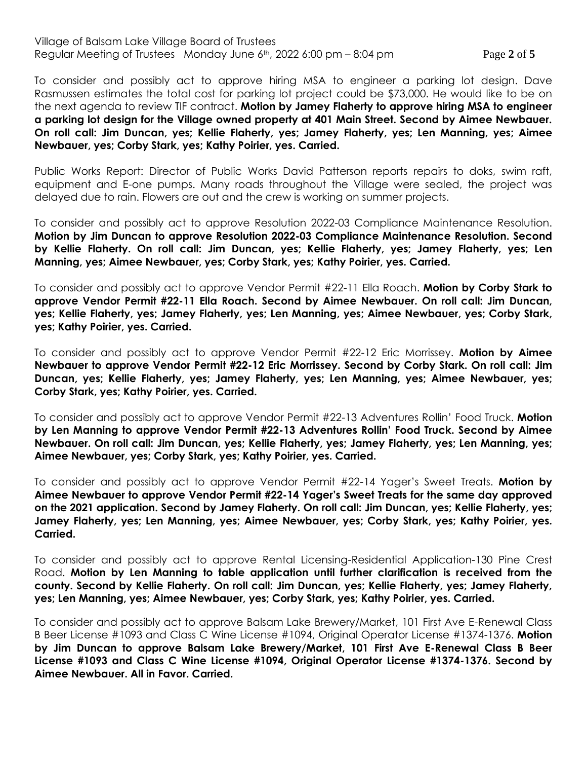To consider and possibly act to approve hiring MSA to engineer a parking lot design. Dave Rasmussen estimates the total cost for parking lot project could be $73,000. He would like to be on the next agenda to review TIF contract. **Motion by Jamey Flaherty to approve hiring MSA to engineer a parking lot design for the Village owned property at 401 Main Street. Second by Aimee Newbauer. On roll call: Jim Duncan, yes; Kellie Flaherty, yes; Jamey Flaherty, yes; Len Manning, yes; Aimee Newbauer, yes; Corby Stark, yes; Kathy Poirier, yes. Carried.**

Public Works Report: Director of Public Works David Patterson reports repairs to doks, swim raft, equipment and E-one pumps. Many roads throughout the Village were sealed, the project was delayed due to rain. Flowers are out and the crew is working on summer projects.

To consider and possibly act to approve Resolution 2022-03 Compliance Maintenance Resolution. **Motion by Jim Duncan to approve Resolution 2022-03 Compliance Maintenance Resolution. Second by Kellie Flaherty. On roll call: Jim Duncan, yes; Kellie Flaherty, yes; Jamey Flaherty, yes; Len Manning, yes; Aimee Newbauer, yes; Corby Stark, yes; Kathy Poirier, yes. Carried.**

To consider and possibly act to approve Vendor Permit #22-11 Ella Roach. **Motion by Corby Stark to approve Vendor Permit #22-11 Ella Roach. Second by Aimee Newbauer. On roll call: Jim Duncan, yes; Kellie Flaherty, yes; Jamey Flaherty, yes; Len Manning, yes; Aimee Newbauer, yes; Corby Stark, yes; Kathy Poirier, yes. Carried.**

To consider and possibly act to approve Vendor Permit #22-12 Eric Morrissey. **Motion by Aimee Newbauer to approve Vendor Permit #22-12 Eric Morrissey. Second by Corby Stark. On roll call: Jim Duncan, yes; Kellie Flaherty, yes; Jamey Flaherty, yes; Len Manning, yes; Aimee Newbauer, yes; Corby Stark, yes; Kathy Poirier, yes. Carried.**

To consider and possibly act to approve Vendor Permit #22-13 Adventures Rollin' Food Truck. **Motion by Len Manning to approve Vendor Permit #22-13 Adventures Rollin' Food Truck. Second by Aimee Newbauer. On roll call: Jim Duncan, yes; Kellie Flaherty, yes; Jamey Flaherty, yes; Len Manning, yes; Aimee Newbauer, yes; Corby Stark, yes; Kathy Poirier, yes. Carried.**

To consider and possibly act to approve Vendor Permit #22-14 Yager's Sweet Treats. **Motion by Aimee Newbauer to approve Vendor Permit #22-14 Yager's Sweet Treats for the same day approved on the 2021 application. Second by Jamey Flaherty. On roll call: Jim Duncan, yes; Kellie Flaherty, yes; Jamey Flaherty, yes; Len Manning, yes; Aimee Newbauer, yes; Corby Stark, yes; Kathy Poirier, yes. Carried.**

To consider and possibly act to approve Rental Licensing-Residential Application-130 Pine Crest Road. **Motion by Len Manning to table application until further clarification is received from the county. Second by Kellie Flaherty. On roll call: Jim Duncan, yes; Kellie Flaherty, yes; Jamey Flaherty, yes; Len Manning, yes; Aimee Newbauer, yes; Corby Stark, yes; Kathy Poirier, yes. Carried.**

To consider and possibly act to approve Balsam Lake Brewery/Market, 101 First Ave E-Renewal Class B Beer License #1093 and Class C Wine License #1094, Original Operator License #1374-1376. **Motion by Jim Duncan to approve Balsam Lake Brewery/Market, 101 First Ave E-Renewal Class B Beer License #1093 and Class C Wine License #1094, Original Operator License #1374-1376. Second by Aimee Newbauer. All in Favor. Carried.**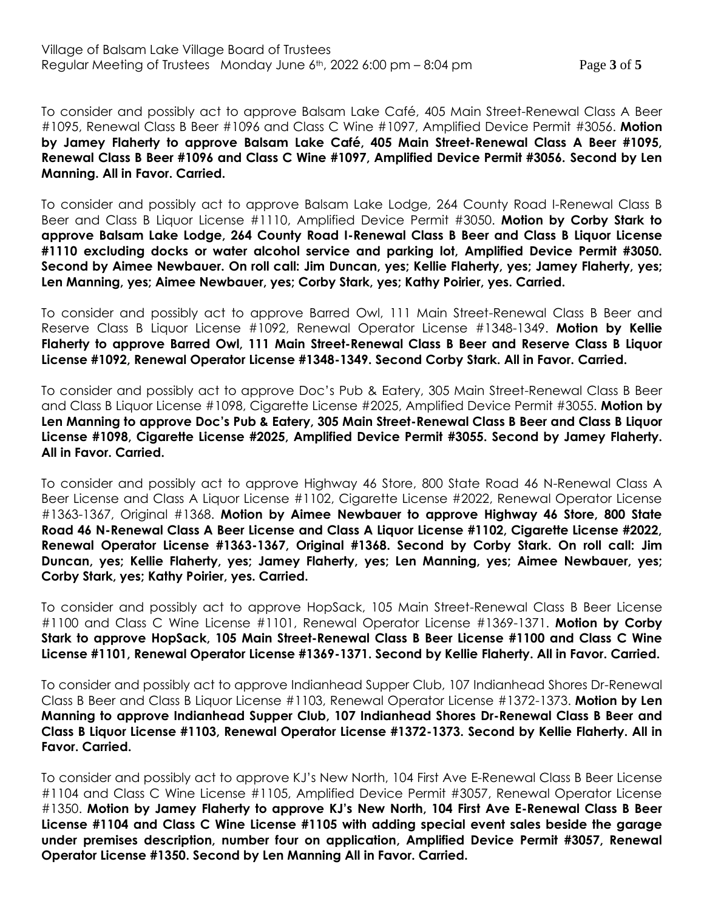To consider and possibly act to approve Balsam Lake Café, 405 Main Street-Renewal Class A Beer #1095, Renewal Class B Beer #1096 and Class C Wine #1097, Amplified Device Permit #3056. **Motion by Jamey Flaherty to approve Balsam Lake Café, 405 Main Street-Renewal Class A Beer #1095, Renewal Class B Beer #1096 and Class C Wine #1097, Amplified Device Permit #3056. Second by Len Manning. All in Favor. Carried.**

To consider and possibly act to approve Balsam Lake Lodge, 264 County Road I-Renewal Class B Beer and Class B Liquor License #1110, Amplified Device Permit #3050. **Motion by Corby Stark to approve Balsam Lake Lodge, 264 County Road I-Renewal Class B Beer and Class B Liquor License #1110 excluding docks or water alcohol service and parking lot, Amplified Device Permit #3050. Second by Aimee Newbauer. On roll call: Jim Duncan, yes; Kellie Flaherty, yes; Jamey Flaherty, yes; Len Manning, yes; Aimee Newbauer, yes; Corby Stark, yes; Kathy Poirier, yes. Carried.**

To consider and possibly act to approve Barred Owl, 111 Main Street-Renewal Class B Beer and Reserve Class B Liquor License #1092, Renewal Operator License #1348-1349. **Motion by Kellie Flaherty to approve Barred Owl, 111 Main Street-Renewal Class B Beer and Reserve Class B Liquor License #1092, Renewal Operator License #1348-1349. Second Corby Stark. All in Favor. Carried.**

To consider and possibly act to approve Doc's Pub & Eatery, 305 Main Street-Renewal Class B Beer and Class B Liquor License #1098, Cigarette License #2025, Amplified Device Permit #3055. **Motion by Len Manning to approve Doc's Pub & Eatery, 305 Main Street-Renewal Class B Beer and Class B Liquor License #1098, Cigarette License #2025, Amplified Device Permit #3055. Second by Jamey Flaherty. All in Favor. Carried.**

To consider and possibly act to approve Highway 46 Store, 800 State Road 46 N-Renewal Class A Beer License and Class A Liquor License #1102, Cigarette License #2022, Renewal Operator License #1363-1367, Original #1368. **Motion by Aimee Newbauer to approve Highway 46 Store, 800 State Road 46 N-Renewal Class A Beer License and Class A Liquor License #1102, Cigarette License #2022, Renewal Operator License #1363-1367, Original #1368. Second by Corby Stark. On roll call: Jim Duncan, yes; Kellie Flaherty, yes; Jamey Flaherty, yes; Len Manning, yes; Aimee Newbauer, yes; Corby Stark, yes; Kathy Poirier, yes. Carried.**

To consider and possibly act to approve HopSack, 105 Main Street-Renewal Class B Beer License #1100 and Class C Wine License #1101, Renewal Operator License #1369-1371. **Motion by Corby Stark to approve HopSack, 105 Main Street-Renewal Class B Beer License #1100 and Class C Wine License #1101, Renewal Operator License #1369-1371. Second by Kellie Flaherty. All in Favor. Carried.**

To consider and possibly act to approve Indianhead Supper Club, 107 Indianhead Shores Dr-Renewal Class B Beer and Class B Liquor License #1103, Renewal Operator License #1372-1373. **Motion by Len Manning to approve Indianhead Supper Club, 107 Indianhead Shores Dr-Renewal Class B Beer and Class B Liquor License #1103, Renewal Operator License #1372-1373. Second by Kellie Flaherty. All in Favor. Carried.**

To consider and possibly act to approve KJ's New North, 104 First Ave E-Renewal Class B Beer License #1104 and Class C Wine License #1105, Amplified Device Permit #3057, Renewal Operator License #1350. **Motion by Jamey Flaherty to approve KJ's New North, 104 First Ave E-Renewal Class B Beer License #1104 and Class C Wine License #1105 with adding special event sales beside the garage under premises description, number four on application, Amplified Device Permit #3057, Renewal Operator License #1350. Second by Len Manning All in Favor. Carried.**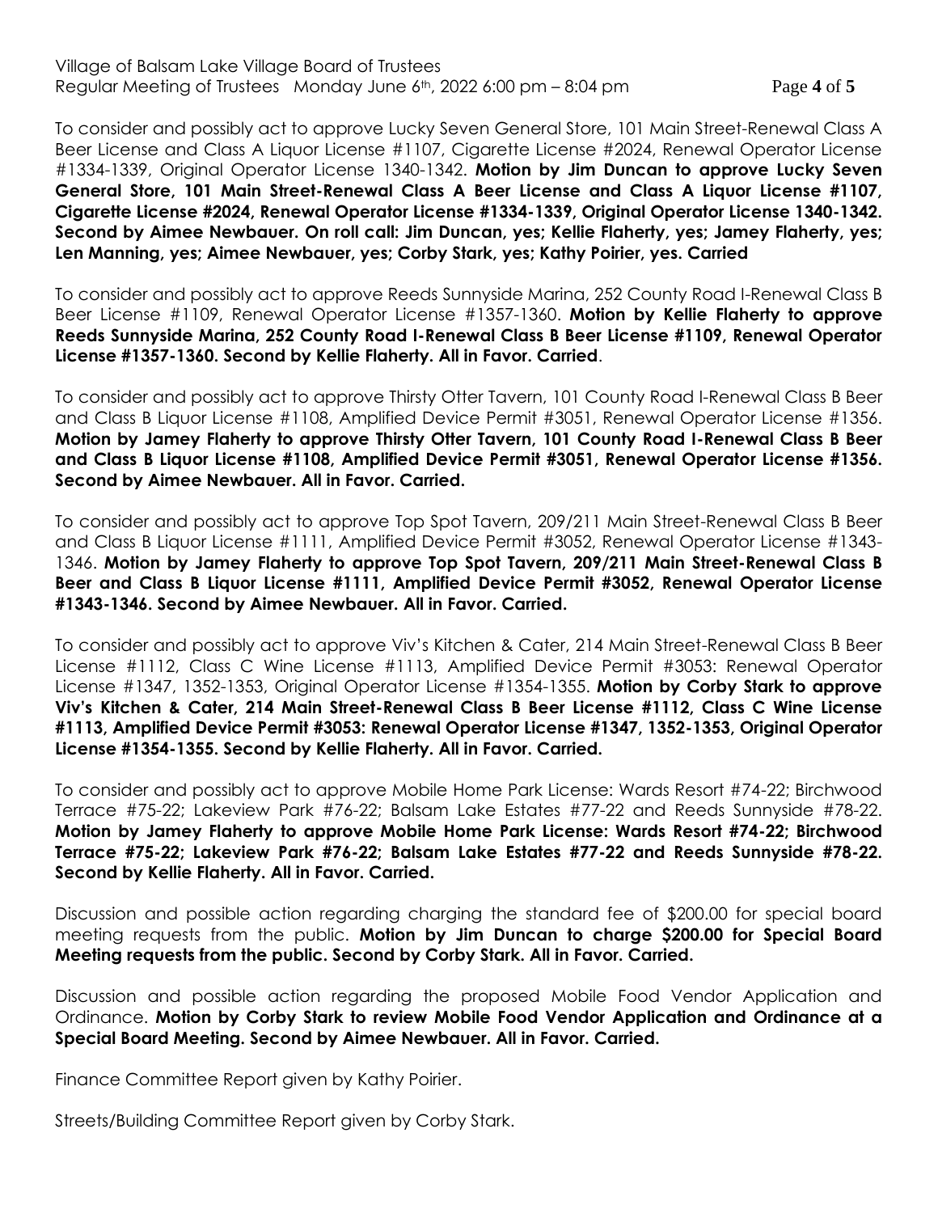To consider and possibly act to approve Lucky Seven General Store, 101 Main Street-Renewal Class A Beer License and Class A Liquor License #1107, Cigarette License #2024, Renewal Operator License #1334-1339, Original Operator License 1340-1342. **Motion by Jim Duncan to approve Lucky Seven General Store, 101 Main Street-Renewal Class A Beer License and Class A Liquor License #1107, Cigarette License #2024, Renewal Operator License #1334-1339, Original Operator License 1340-1342. Second by Aimee Newbauer. On roll call: Jim Duncan, yes; Kellie Flaherty, yes; Jamey Flaherty, yes; Len Manning, yes; Aimee Newbauer, yes; Corby Stark, yes; Kathy Poirier, yes. Carried**

To consider and possibly act to approve Reeds Sunnyside Marina, 252 County Road I-Renewal Class B Beer License #1109, Renewal Operator License #1357-1360. **Motion by Kellie Flaherty to approve Reeds Sunnyside Marina, 252 County Road I-Renewal Class B Beer License #1109, Renewal Operator License #1357-1360. Second by Kellie Flaherty. All in Favor. Carried**.

To consider and possibly act to approve Thirsty Otter Tavern, 101 County Road I-Renewal Class B Beer and Class B Liquor License #1108, Amplified Device Permit #3051, Renewal Operator License #1356. **Motion by Jamey Flaherty to approve Thirsty Otter Tavern, 101 County Road I-Renewal Class B Beer and Class B Liquor License #1108, Amplified Device Permit #3051, Renewal Operator License #1356. Second by Aimee Newbauer. All in Favor. Carried.**

To consider and possibly act to approve Top Spot Tavern, 209/211 Main Street-Renewal Class B Beer and Class B Liquor License #1111, Amplified Device Permit #3052, Renewal Operator License #1343-1346. **Motion by Jamey Flaherty to approve Top Spot Tavern, 209/211 Main Street-Renewal Class B Beer and Class B Liquor License #1111, Amplified Device Permit #3052, Renewal Operator License #1343-1346. Second by Aimee Newbauer. All in Favor. Carried.**

To consider and possibly act to approve Viv's Kitchen & Cater, 214 Main Street-Renewal Class B Beer License #1112, Class C Wine License #1113, Amplified Device Permit #3053: Renewal Operator License #1347, 1352-1353, Original Operator License #1354-1355. **Motion by Corby Stark to approve Viv's Kitchen & Cater, 214 Main Street-Renewal Class B Beer License #1112, Class C Wine License #1113, Amplified Device Permit #3053: Renewal Operator License #1347, 1352-1353, Original Operator License #1354-1355. Second by Kellie Flaherty. All in Favor. Carried.**

To consider and possibly act to approve Mobile Home Park License: Wards Resort #74-22; Birchwood Terrace #75-22; Lakeview Park #76-22; Balsam Lake Estates #77-22 and Reeds Sunnyside #78-22. **Motion by Jamey Flaherty to approve Mobile Home Park License: Wards Resort #74-22; Birchwood Terrace #75-22; Lakeview Park #76-22; Balsam Lake Estates #77-22 and Reeds Sunnyside #78-22. Second by Kellie Flaherty. All in Favor. Carried.**

Discussion and possible action regarding charging the standard fee of $200.00 for special board meeting requests from the public. **Motion by Jim Duncan to charge $200.00 for Special Board Meeting requests from the public. Second by Corby Stark. All in Favor. Carried.**

Discussion and possible action regarding the proposed Mobile Food Vendor Application and Ordinance. **Motion by Corby Stark to review Mobile Food Vendor Application and Ordinance at a Special Board Meeting. Second by Aimee Newbauer. All in Favor. Carried.**

Finance Committee Report given by Kathy Poirier.

Streets/Building Committee Report given by Corby Stark.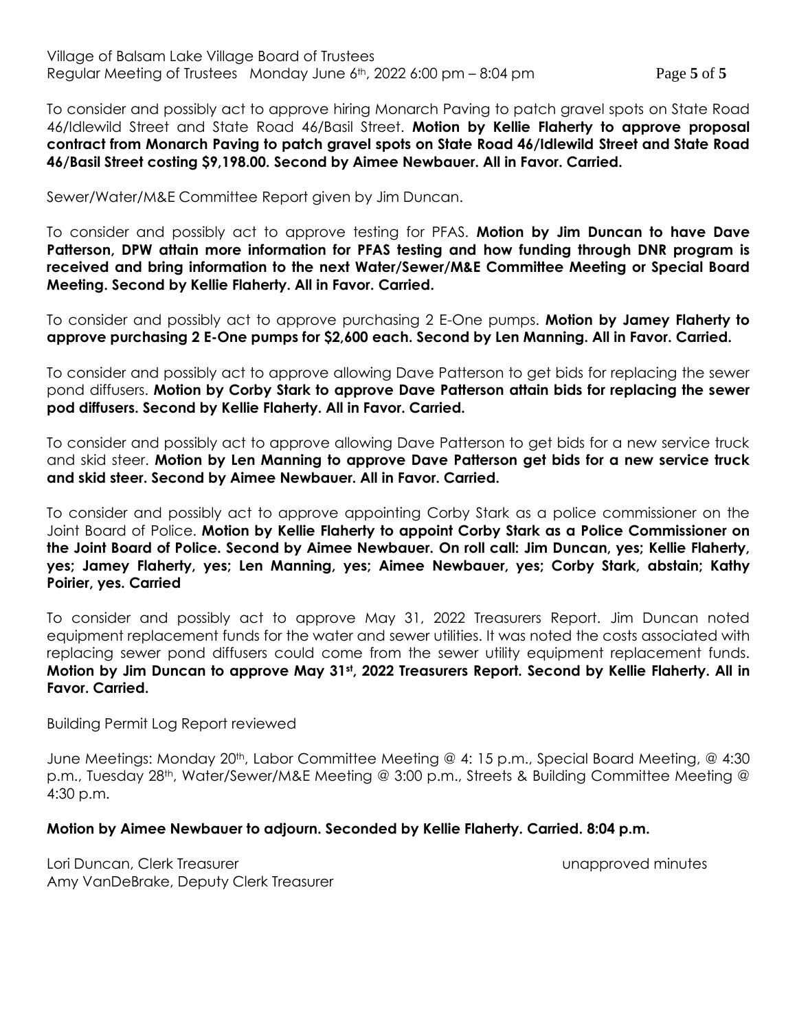To consider and possibly act to approve hiring Monarch Paving to patch gravel spots on State Road 46/Idlewild Street and State Road 46/Basil Street. **Motion by Kellie Flaherty to approve proposal contract from Monarch Paving to patch gravel spots on State Road 46/Idlewild Street and State Road 46/Basil Street costing $9,198.00. Second by Aimee Newbauer. All in Favor. Carried.**

Sewer/Water/M&E Committee Report given by Jim Duncan.

To consider and possibly act to approve testing for PFAS. **Motion by Jim Duncan to have Dave Patterson, DPW attain more information for PFAS testing and how funding through DNR program is received and bring information to the next Water/Sewer/M&E Committee Meeting or Special Board Meeting. Second by Kellie Flaherty. All in Favor. Carried.**

To consider and possibly act to approve purchasing 2 E-One pumps. **Motion by Jamey Flaherty to approve purchasing 2 E-One pumps for $2,600 each. Second by Len Manning. All in Favor. Carried.**

To consider and possibly act to approve allowing Dave Patterson to get bids for replacing the sewer pond diffusers. **Motion by Corby Stark to approve Dave Patterson attain bids for replacing the sewer pod diffusers. Second by Kellie Flaherty. All in Favor. Carried.**

To consider and possibly act to approve allowing Dave Patterson to get bids for a new service truck and skid steer. **Motion by Len Manning to approve Dave Patterson get bids for a new service truck and skid steer. Second by Aimee Newbauer. All in Favor. Carried.**

To consider and possibly act to approve appointing Corby Stark as a police commissioner on the Joint Board of Police. **Motion by Kellie Flaherty to appoint Corby Stark as a Police Commissioner on the Joint Board of Police. Second by Aimee Newbauer. On roll call: Jim Duncan, yes; Kellie Flaherty, yes; Jamey Flaherty, yes; Len Manning, yes; Aimee Newbauer, yes; Corby Stark, abstain; Kathy Poirier, yes. Carried**

To consider and possibly act to approve May 31, 2022 Treasurers Report. Jim Duncan noted equipment replacement funds for the water and sewer utilities. It was noted the costs associated with replacing sewer pond diffusers could come from the sewer utility equipment replacement funds. **Motion by Jim Duncan to approve May 31st, 2022 Treasurers Report. Second by Kellie Flaherty. All in Favor. Carried.**

Building Permit Log Report reviewed

June Meetings: Monday 20th, Labor Committee Meeting @ 4: 15 p.m., Special Board Meeting, @ 4:30 p.m., Tuesday 28th, Water/Sewer/M&E Meeting @ 3:00 p.m., Streets & Building Committee Meeting @ 4:30 p.m.

**Motion by Aimee Newbauer to adjourn. Seconded by Kellie Flaherty. Carried. 8:04 p.m.**

Lori Duncan, Clerk Treasurer
Amy VanDeBrake, Deputy Clerk Treasurer

unapproved minutes